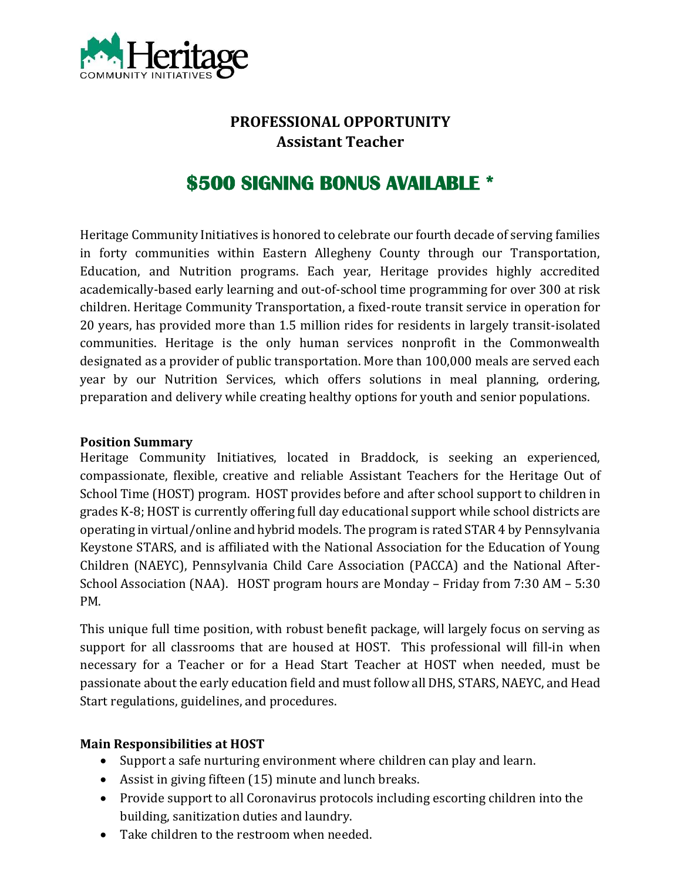Heritage
COMMUNITY INITIATIVES

## PROFESSIONAL OPPORTUNITY
## Assistant Teacher

# $500 SIGNING BONUS AVAILABLE *

Heritage Community Initiatives is honored to celebrate our fourth decade of serving families in forty communities within Eastern Allegheny County through our Transportation, Education, and Nutrition programs. Each year, Heritage provides highly accredited academically-based early learning and out-of-school time programming for over 300 at risk children. Heritage Community Transportation, a fixed-route transit service in operation for 20 years, has provided more than 1.5 million rides for residents in largely transit-isolated communities. Heritage is the only human services nonprofit in the Commonwealth designated as a provider of public transportation. More than 100,000 meals are served each year by our Nutrition Services, which offers solutions in meal planning, ordering, preparation and delivery while creating healthy options for youth and senior populations.

**Position Summary**

Heritage Community Initiatives, located in Braddock, is seeking an experienced, compassionate, flexible, creative and reliable Assistant Teachers for the Heritage Out of School Time (HOST) program. HOST provides before and after school support to children in grades K-8; HOST is currently offering full day educational support while school districts are operating in virtual/online and hybrid models. The program is rated STAR 4 by Pennsylvania Keystone STARS, and is affiliated with the National Association for the Education of Young Children (NAEYC), Pennsylvania Child Care Association (PACCA) and the National After-School Association (NAA). HOST program hours are Monday – Friday from 7:30 AM – 5:30 PM.

This unique full time position, with robust benefit package, will largely focus on serving as support for all classrooms that are housed at HOST. This professional will fill-in when necessary for a Teacher or for a Head Start Teacher at HOST when needed, must be passionate about the early education field and must follow all DHS, STARS, NAEYC, and Head Start regulations, guidelines, and procedures.

**Main Responsibilities at HOST**

- Support a safe nurturing environment where children can play and learn.
- Assist in giving fifteen (15) minute and lunch breaks.
- Provide support to all Coronavirus protocols including escorting children into the building, sanitization duties and laundry.
- Take children to the restroom when needed.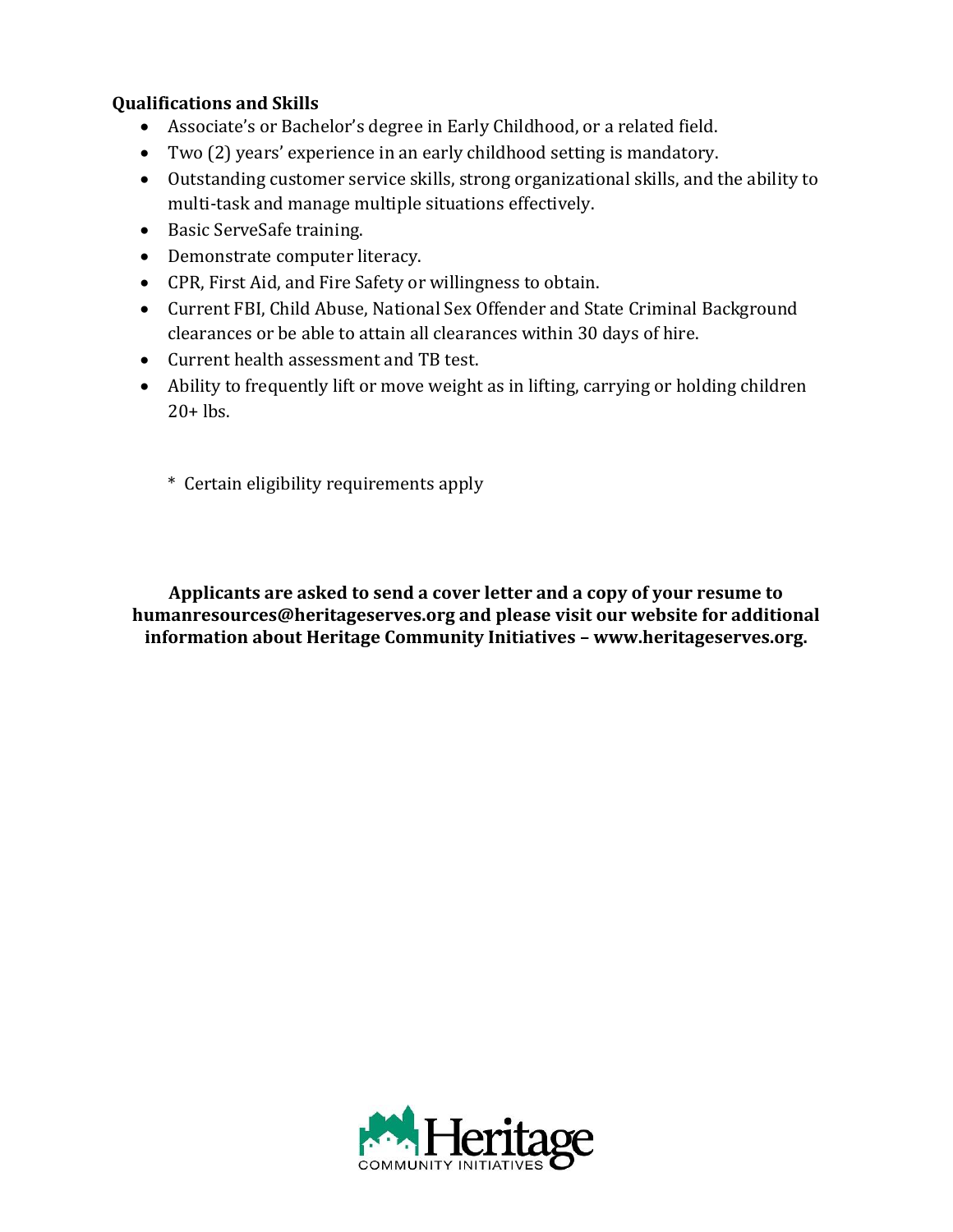**Qualifications and Skills**

- Associate's or Bachelor's degree in Early Childhood, or a related field.
- Two (2) years' experience in an early childhood setting is mandatory.
- Outstanding customer service skills, strong organizational skills, and the ability to multi-task and manage multiple situations effectively.
- Basic ServeSafe training.
- Demonstrate computer literacy.
- CPR, First Aid, and Fire Safety or willingness to obtain.
- Current FBI, Child Abuse, National Sex Offender and State Criminal Background clearances or be able to attain all clearances within 30 days of hire.
- Current health assessment and TB test.
- Ability to frequently lift or move weight as in lifting, carrying or holding children 20+ lbs.

\* Certain eligibility requirements apply

**Applicants are asked to send a cover letter and a copy of your resume to humanresources@heritageserves.org and please visit our website for additional information about Heritage Community Initiatives – www.heritageserves.org.**

Heritage
COMMUNITY INITIATIVES